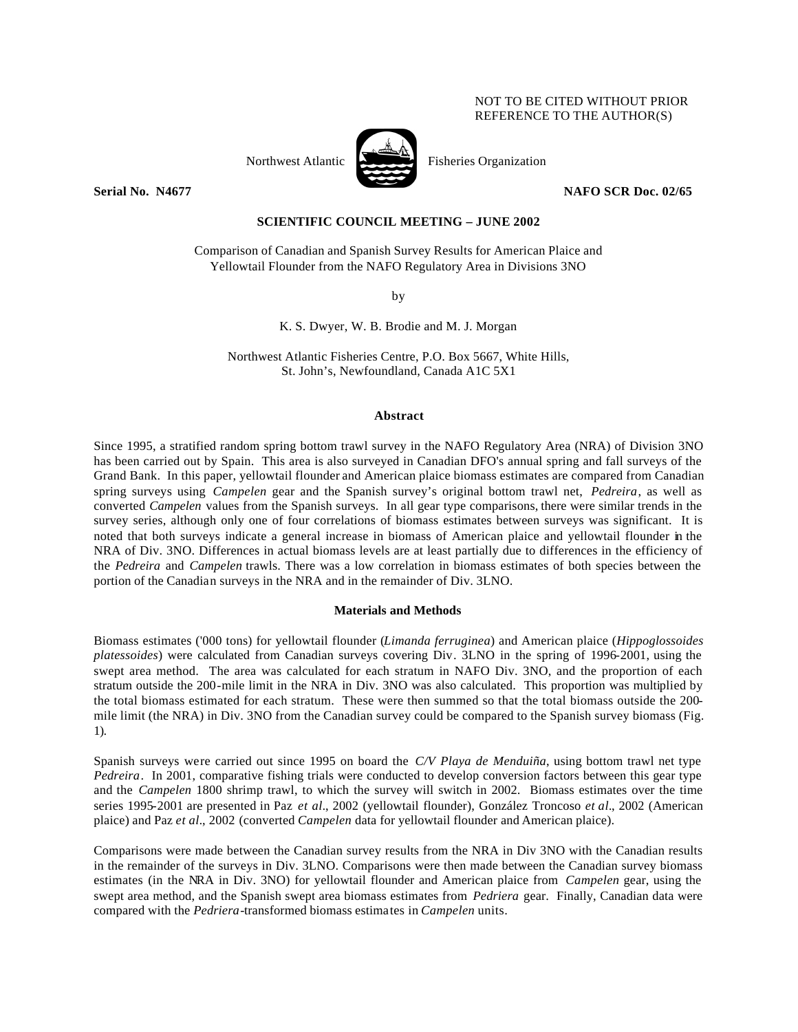NOT TO BE CITED WITHOUT PRIOR REFERENCE TO THE AUTHOR(S)

Northwest Atlantic Fisheries Organization

**Serial No. N4677** **NAFO SCR Doc. 02/65**

**SCIENTIFIC COUNCIL MEETING – JUNE 2002**

Comparison of Canadian and Spanish Survey Results for American Plaice and Yellowtail Flounder from the NAFO Regulatory Area in Divisions 3NO

by

K. S. Dwyer, W. B. Brodie and M. J. Morgan

Northwest Atlantic Fisheries Centre, P.O. Box 5667, White Hills, St. John's, Newfoundland, Canada A1C 5X1

## Abstract

Since 1995, a stratified random spring bottom trawl survey in the NAFO Regulatory Area (NRA) of Division 3NO has been carried out by Spain. This area is also surveyed in Canadian DFO's annual spring and fall surveys of the Grand Bank. In this paper, yellowtail flounder and American plaice biomass estimates are compared from Canadian spring surveys using *Campelen* gear and the Spanish survey's original bottom trawl net, *Pedreira*, as well as converted *Campelen* values from the Spanish surveys. In all gear type comparisons, there were similar trends in the survey series, although only one of four correlations of biomass estimates between surveys was significant. It is noted that both surveys indicate a general increase in biomass of American plaice and yellowtail flounder in the NRA of Div. 3NO. Differences in actual biomass levels are at least partially due to differences in the efficiency of the *Pedreira* and *Campelen* trawls. There was a low correlation in biomass estimates of both species between the portion of the Canadian surveys in the NRA and in the remainder of Div. 3LNO.

## Materials and Methods

Biomass estimates ('000 tons) for yellowtail flounder (*Limanda ferruginea*) and American plaice (*Hippoglossoides platessoides*) were calculated from Canadian surveys covering Div. 3LNO in the spring of 1996-2001, using the swept area method. The area was calculated for each stratum in NAFO Div. 3NO, and the proportion of each stratum outside the 200-mile limit in the NRA in Div. 3NO was also calculated. This proportion was multiplied by the total biomass estimated for each stratum. These were then summed so that the total biomass outside the 200-mile limit (the NRA) in Div. 3NO from the Canadian survey could be compared to the Spanish survey biomass (Fig. 1).

Spanish surveys were carried out since 1995 on board the *C/V Playa de Menduiña*, using bottom trawl net type *Pedreira*. In 2001, comparative fishing trials were conducted to develop conversion factors between this gear type and the *Campelen* 1800 shrimp trawl, to which the survey will switch in 2002. Biomass estimates over the time series 1995-2001 are presented in Paz *et al*., 2002 (yellowtail flounder), González Troncoso *et al*., 2002 (American plaice) and Paz *et al*., 2002 (converted *Campelen* data for yellowtail flounder and American plaice).

Comparisons were made between the Canadian survey results from the NRA in Div 3NO with the Canadian results in the remainder of the surveys in Div. 3LNO. Comparisons were then made between the Canadian survey biomass estimates (in the NRA in Div. 3NO) for yellowtail flounder and American plaice from *Campelen* gear, using the swept area method, and the Spanish swept area biomass estimates from *Pedriera* gear. Finally, Canadian data were compared with the *Pedriera*-transformed biomass estimates in *Campelen* units.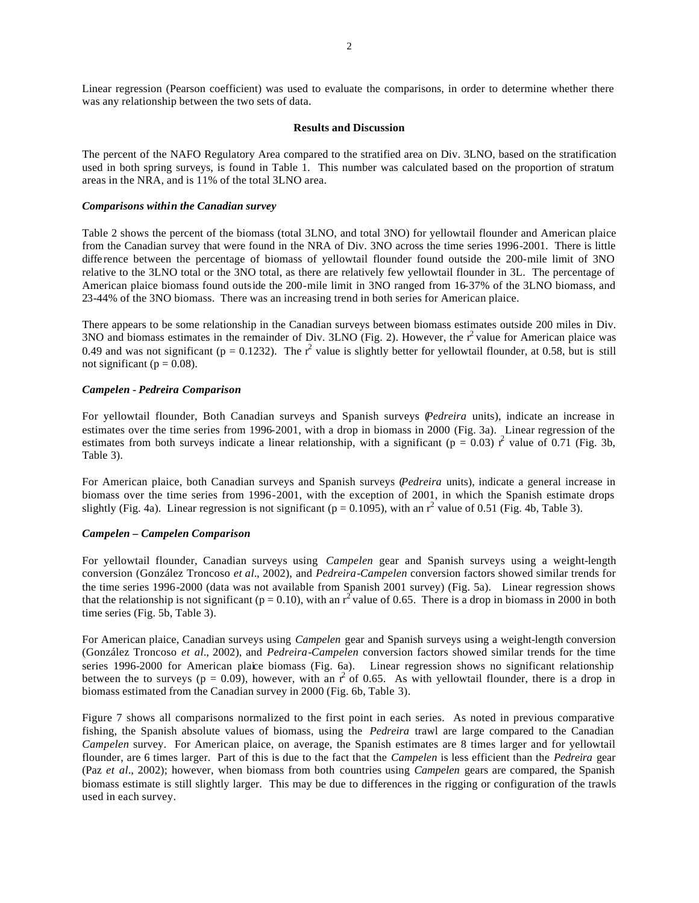Linear regression (Pearson coefficient) was used to evaluate the comparisons, in order to determine whether there was any relationship between the two sets of data.

## Results and Discussion

The percent of the NAFO Regulatory Area compared to the stratified area on Div. 3LNO, based on the stratification used in both spring surveys, is found in Table 1. This number was calculated based on the proportion of stratum areas in the NRA, and is 11% of the total 3LNO area.

### *Comparisons within the Canadian survey*

Table 2 shows the percent of the biomass (total 3LNO, and total 3NO) for yellowtail flounder and American plaice from the Canadian survey that were found in the NRA of Div. 3NO across the time series 1996-2001. There is little difference between the percentage of biomass of yellowtail flounder found outside the 200-mile limit of 3NO relative to the 3LNO total or the 3NO total, as there are relatively few yellowtail flounder in 3L. The percentage of American plaice biomass found outside the 200-mile limit in 3NO ranged from 16-37% of the 3LNO biomass, and 23-44% of the 3NO biomass. There was an increasing trend in both series for American plaice.

There appears to be some relationship in the Canadian surveys between biomass estimates outside 200 miles in Div. 3NO and biomass estimates in the remainder of Div. 3LNO (Fig. 2). However, the $r^2$ value for American plaice was 0.49 and was not significant ($p = 0.1232$). The $r^2$ value is slightly better for yellowtail flounder, at 0.58, but is still not significant ($p = 0.08$).

### *Campelen - Pedreira Comparison*

For yellowtail flounder, Both Canadian surveys and Spanish surveys (*Pedreira* units), indicate an increase in estimates over the time series from 1996-2001, with a drop in biomass in 2000 (Fig. 3a). Linear regression of the estimates from both surveys indicate a linear relationship, with a significant ($p = 0.03$) $r^2$ value of 0.71 (Fig. 3b, Table 3).

For American plaice, both Canadian surveys and Spanish surveys (*Pedreira* units), indicate a general increase in biomass over the time series from 1996-2001, with the exception of 2001, in which the Spanish estimate drops slightly (Fig. 4a). Linear regression is not significant ($p = 0.1095$), with an $r^2$ value of 0.51 (Fig. 4b, Table 3).

### *Campelen – Campelen Comparison*

For yellowtail flounder, Canadian surveys using *Campelen* gear and Spanish surveys using a weight-length conversion (González Troncoso *et al*., 2002), and *Pedreira-Campelen* conversion factors showed similar trends for the time series 1996-2000 (data was not available from Spanish 2001 survey) (Fig. 5a). Linear regression shows that the relationship is not significant ($p = 0.10$), with an $r^2$ value of 0.65. There is a drop in biomass in 2000 in both time series (Fig. 5b, Table 3).

For American plaice, Canadian surveys using *Campelen* gear and Spanish surveys using a weight-length conversion (González Troncoso *et al*., 2002), and *Pedreira-Campelen* conversion factors showed similar trends for the time series 1996-2000 for American plaice biomass (Fig. 6a). Linear regression shows no significant relationship between the to surveys ($p = 0.09$), however, with an $r^2$ of 0.65. As with yellowtail flounder, there is a drop in biomass estimated from the Canadian survey in 2000 (Fig. 6b, Table 3).

Figure 7 shows all comparisons normalized to the first point in each series. As noted in previous comparative fishing, the Spanish absolute values of biomass, using the *Pedreira* trawl are large compared to the Canadian *Campelen* survey. For American plaice, on average, the Spanish estimates are 8 times larger and for yellowtail flounder, are 6 times larger. Part of this is due to the fact that the *Campelen* is less efficient than the *Pedreira* gear (Paz *et al*., 2002); however, when biomass from both countries using *Campelen* gears are compared, the Spanish biomass estimate is still slightly larger. This may be due to differences in the rigging or configuration of the trawls used in each survey.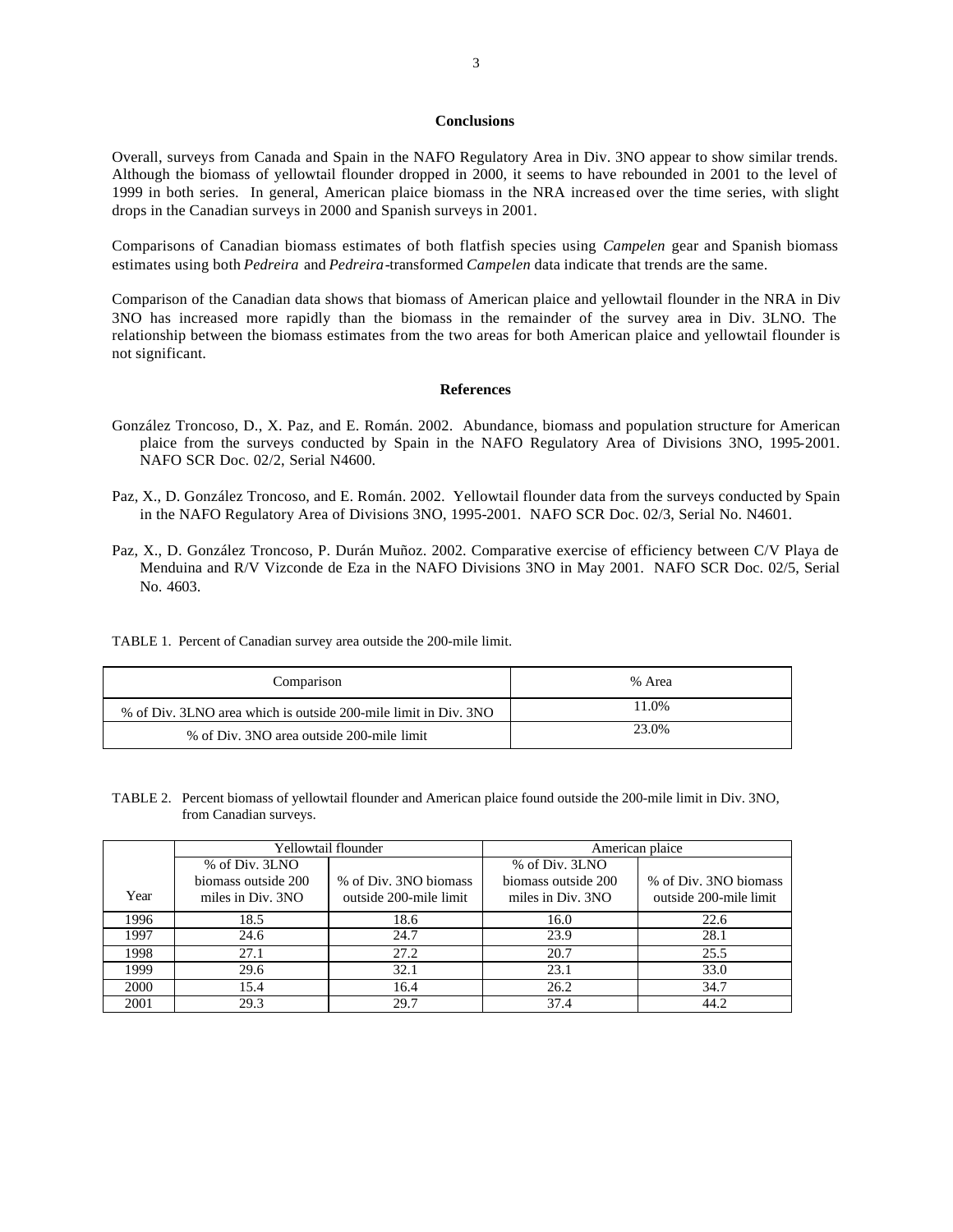## Conclusions

Overall, surveys from Canada and Spain in the NAFO Regulatory Area in Div. 3NO appear to show similar trends. Although the biomass of yellowtail flounder dropped in 2000, it seems to have rebounded in 2001 to the level of 1999 in both series. In general, American plaice biomass in the NRA increased over the time series, with slight drops in the Canadian surveys in 2000 and Spanish surveys in 2001.

Comparisons of Canadian biomass estimates of both flatfish species using *Campelen* gear and Spanish biomass estimates using both *Pedreira* and *Pedreira*-transformed *Campelen* data indicate that trends are the same.

Comparison of the Canadian data shows that biomass of American plaice and yellowtail flounder in the NRA in Div 3NO has increased more rapidly than the biomass in the remainder of the survey area in Div. 3LNO. The relationship between the biomass estimates from the two areas for both American plaice and yellowtail flounder is not significant.

## References

González Troncoso, D., X. Paz, and E. Román. 2002. Abundance, biomass and population structure for American plaice from the surveys conducted by Spain in the NAFO Regulatory Area of Divisions 3NO, 1995-2001. NAFO SCR Doc. 02/2, Serial N4600.

Paz, X., D. González Troncoso, and E. Román. 2002. Yellowtail flounder data from the surveys conducted by Spain in the NAFO Regulatory Area of Divisions 3NO, 1995-2001. NAFO SCR Doc. 02/3, Serial No. N4601.

Paz, X., D. González Troncoso, P. Durán Muñoz. 2002. Comparative exercise of efficiency between C/V Playa de Menduina and R/V Vizconde de Eza in the NAFO Divisions 3NO in May 2001. NAFO SCR Doc. 02/5, Serial No. 4603.

TABLE 1. Percent of Canadian survey area outside the 200-mile limit.

| Comparison | % Area |
|---|---|
| % of Div. 3LNO area which is outside 200-mile limit in Div. 3NO | 11.0% |
| % of Div. 3NO area outside 200-mile limit | 23.0% |

TABLE 2. Percent biomass of yellowtail flounder and American plaice found outside the 200-mile limit in Div. 3NO, from Canadian surveys.

| | Yellowtail flounder | | American plaice | |
|---|---|---|---|---|
| Year | % of Div. 3LNO biomass outside 200 miles in Div. 3NO | % of Div. 3NO biomass outside 200-mile limit | % of Div. 3LNO biomass outside 200 miles in Div. 3NO | % of Div. 3NO biomass outside 200-mile limit |
| 1996 | 18.5 | 18.6 | 16.0 | 22.6 |
| 1997 | 24.6 | 24.7 | 23.9 | 28.1 |
| 1998 | 27.1 | 27.2 | 20.7 | 25.5 |
| 1999 | 29.6 | 32.1 | 23.1 | 33.0 |
| 2000 | 15.4 | 16.4 | 26.2 | 34.7 |
| 2001 | 29.3 | 29.7 | 37.4 | 44.2 |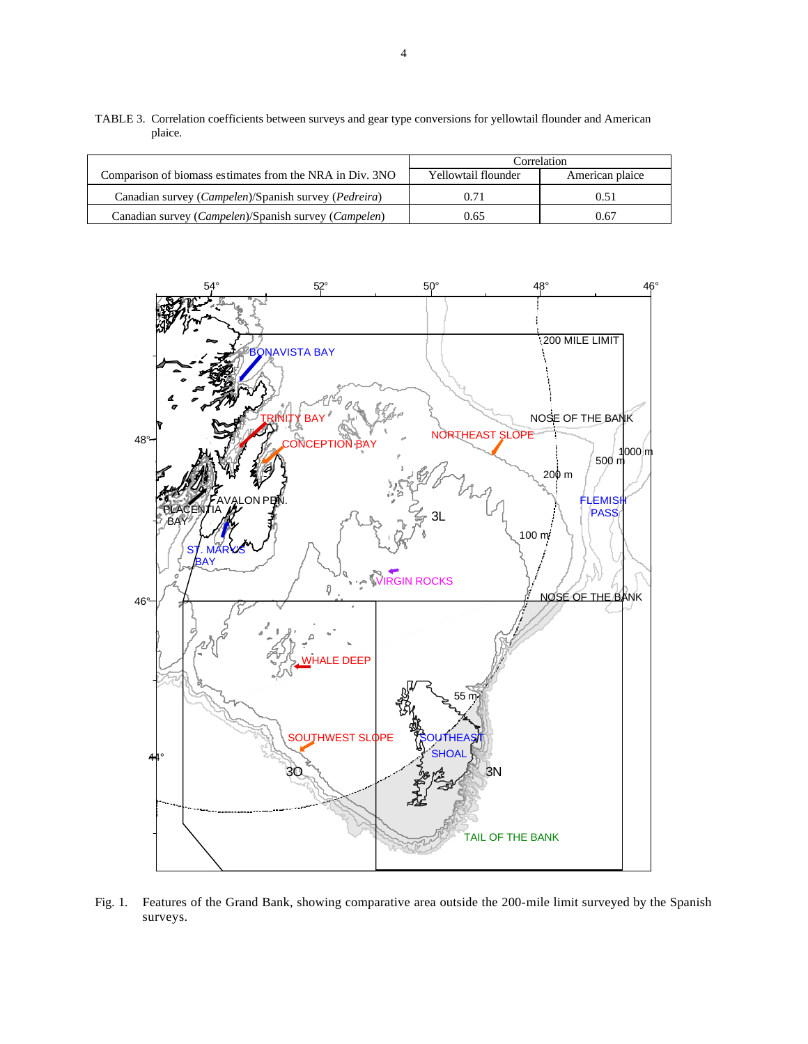TABLE 3. Correlation coefficients between surveys and gear type conversions for yellowtail flounder and American plaice.

| Comparison of biomass estimates from the NRA in Div. 3NO | Correlation | |
|---|---|---|
| | Yellowtail flounder | American plaice |
| Canadian survey (*Campelen*)/Spanish survey (*Pedreira*) | 0.71 | 0.51 |
| Canadian survey (*Campelen*)/Spanish survey (*Campelen*) | 0.65 | 0.67 |

Fig. 1. Features of the Grand Bank, showing comparative area outside the 200-mile limit surveyed by the Spanish surveys.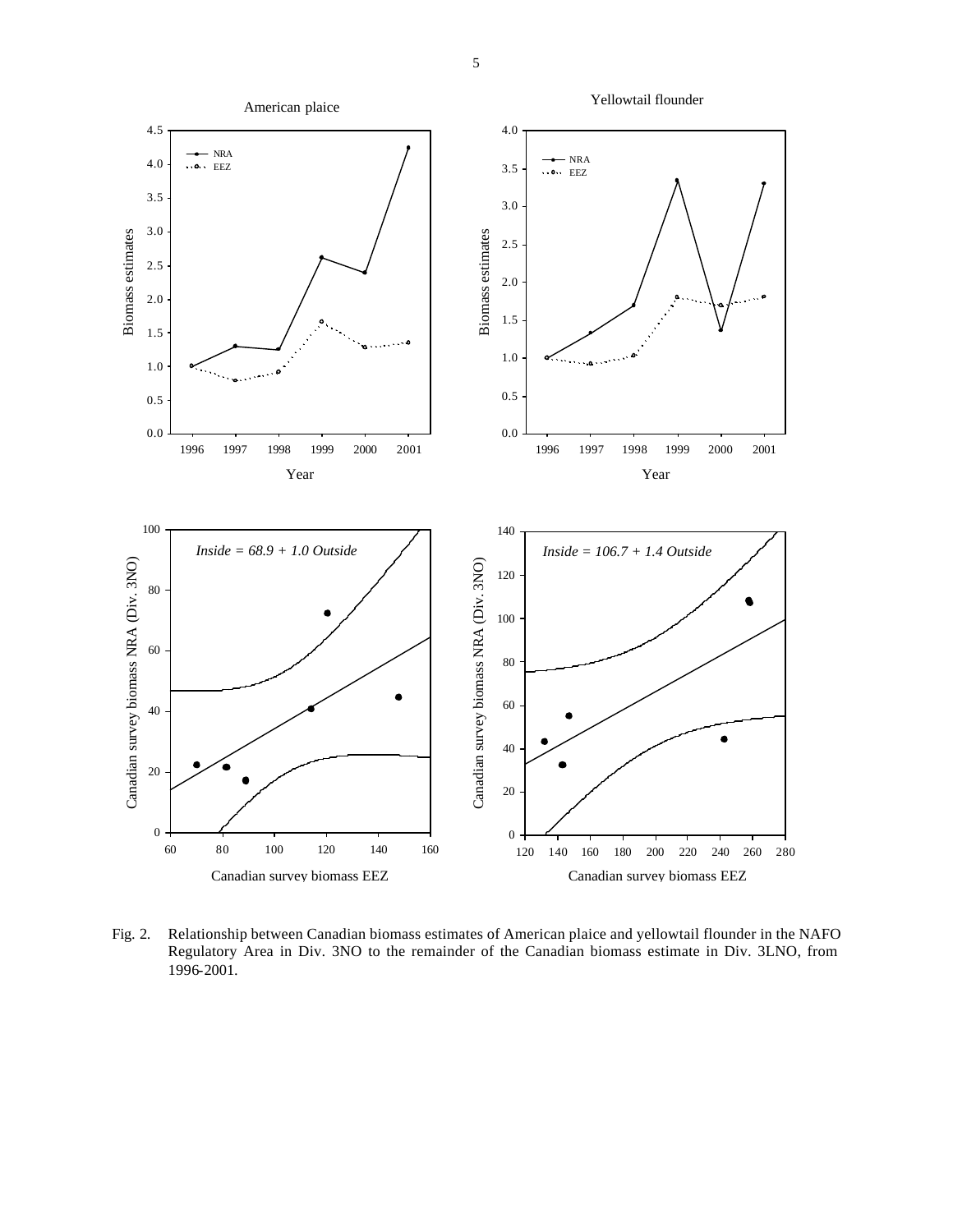Fig. 2. Relationship between Canadian biomass estimates of American plaice and yellowtail flounder in the NAFO Regulatory Area in Div. 3NO to the remainder of the Canadian biomass estimate in Div. 3LNO, from 1996-2001.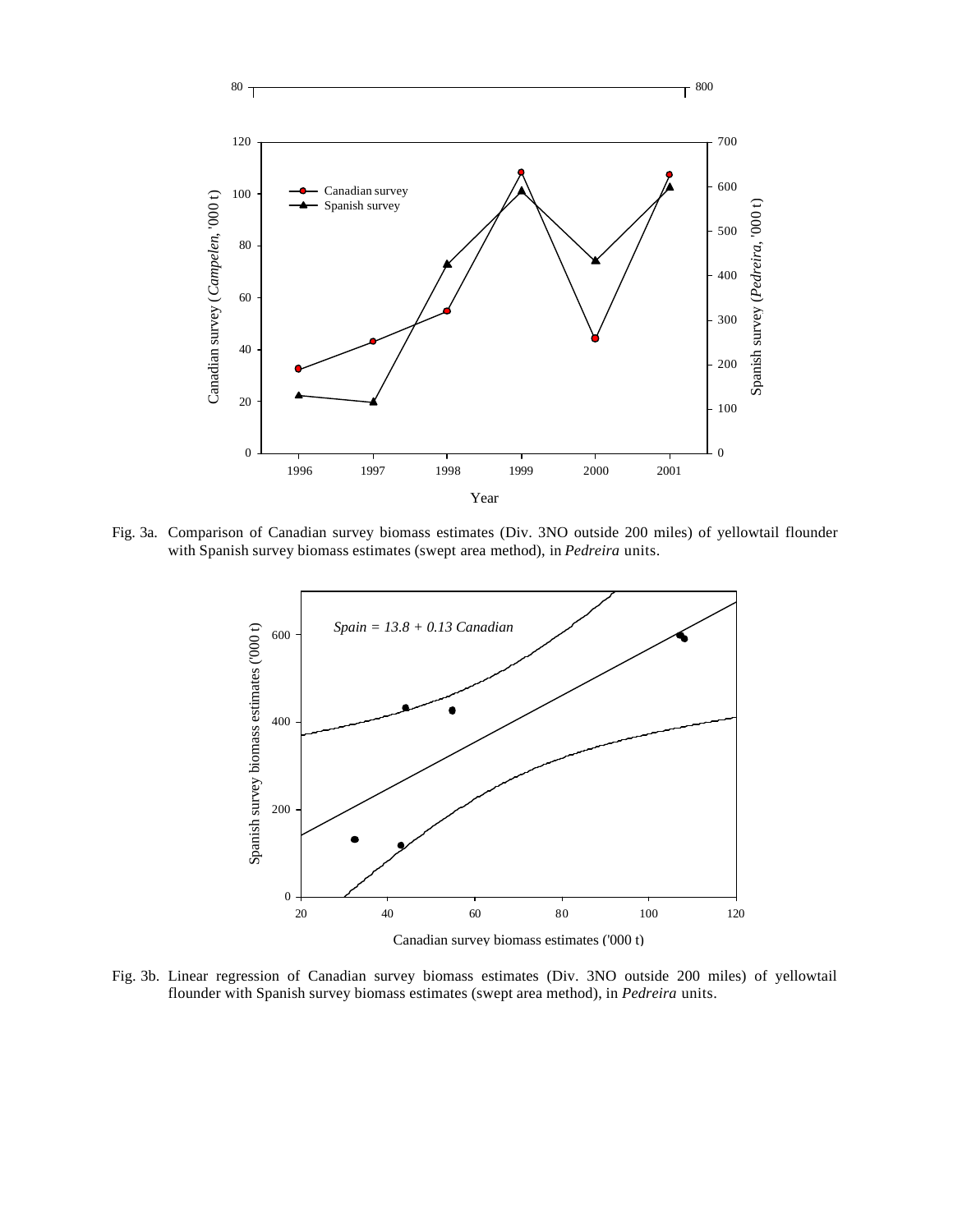Fig. 3a. Comparison of Canadian survey biomass estimates (Div. 3NO outside 200 miles) of yellowtail flounder with Spanish survey biomass estimates (swept area method), in *Pedreira* units.

Fig. 3b. Linear regression of Canadian survey biomass estimates (Div. 3NO outside 200 miles) of yellowtail flounder with Spanish survey biomass estimates (swept area method), in *Pedreira* units.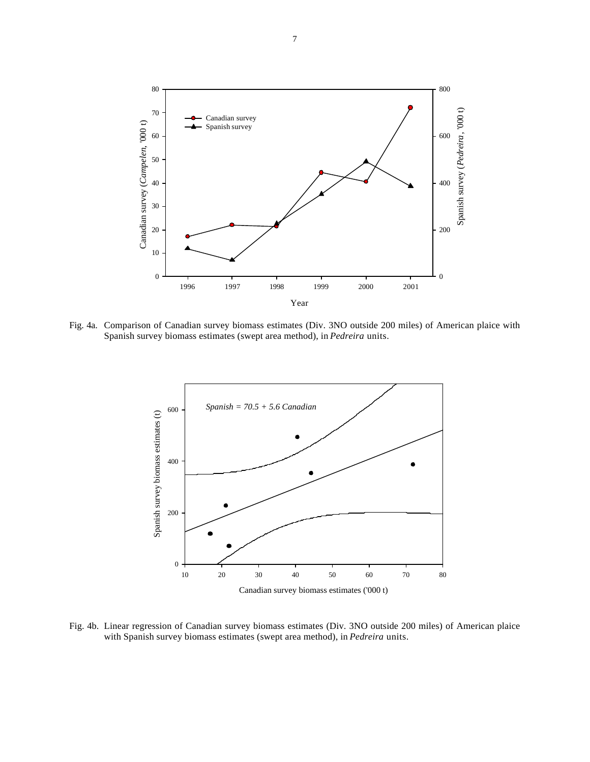Fig. 4a. Comparison of Canadian survey biomass estimates (Div. 3NO outside 200 miles) of American plaice with Spanish survey biomass estimates (swept area method), in *Pedreira* units.

Fig. 4b. Linear regression of Canadian survey biomass estimates (Div. 3NO outside 200 miles) of American plaice with Spanish survey biomass estimates (swept area method), in *Pedreira* units.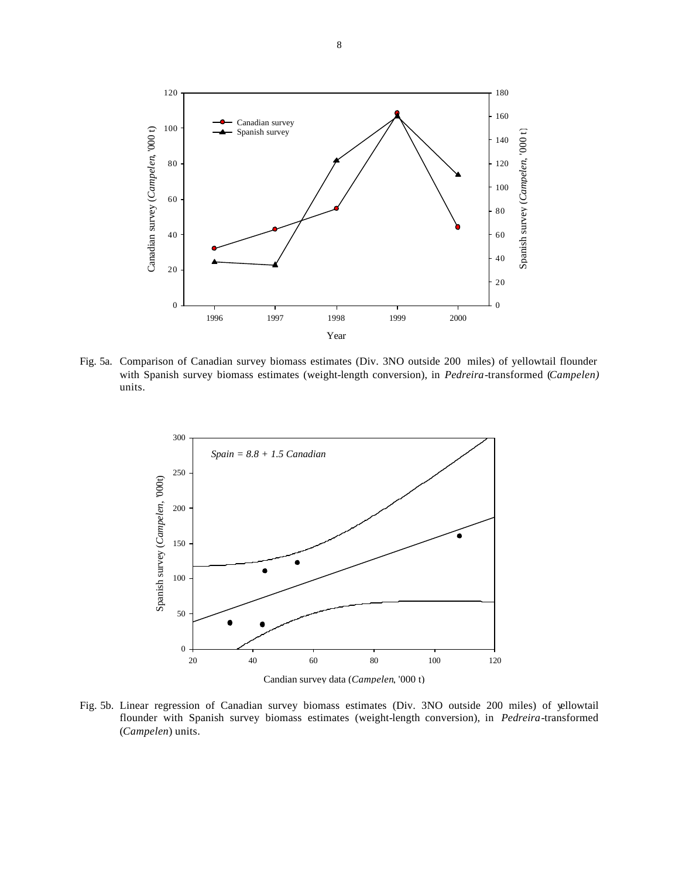Fig. 5a. Comparison of Canadian survey biomass estimates (Div. 3NO outside 200 miles) of yellowtail flounder with Spanish survey biomass estimates (weight-length conversion), in *Pedreira*-transformed (*Campelen)* units.

Fig. 5b. Linear regression of Canadian survey biomass estimates (Div. 3NO outside 200 miles) of yellowtail flounder with Spanish survey biomass estimates (weight-length conversion), in *Pedreira*-transformed (*Campelen*) units.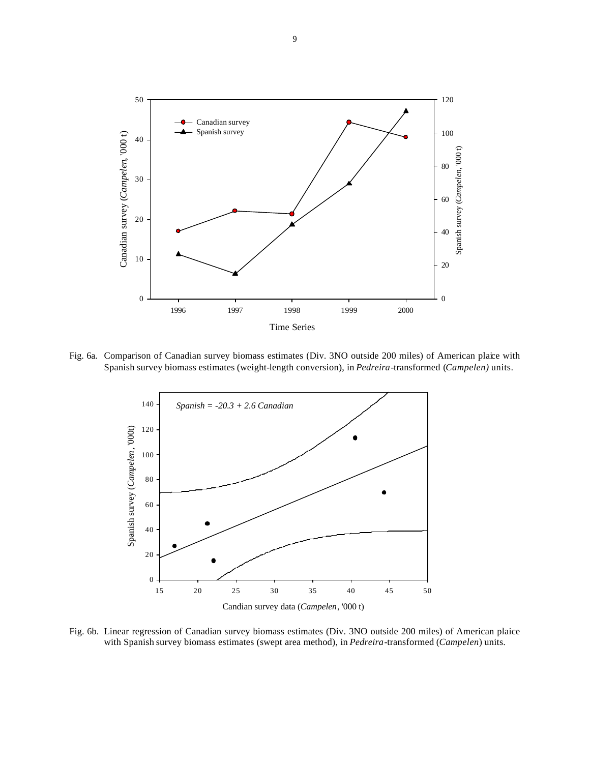Fig. 6a. Comparison of Canadian survey biomass estimates (Div. 3NO outside 200 miles) of American plaice with Spanish survey biomass estimates (weight-length conversion), in *Pedreira*-transformed (*Campelen)* units.

Fig. 6b. Linear regression of Canadian survey biomass estimates (Div. 3NO outside 200 miles) of American plaice with Spanish survey biomass estimates (swept area method), in *Pedreira*-transformed (*Campelen*) units.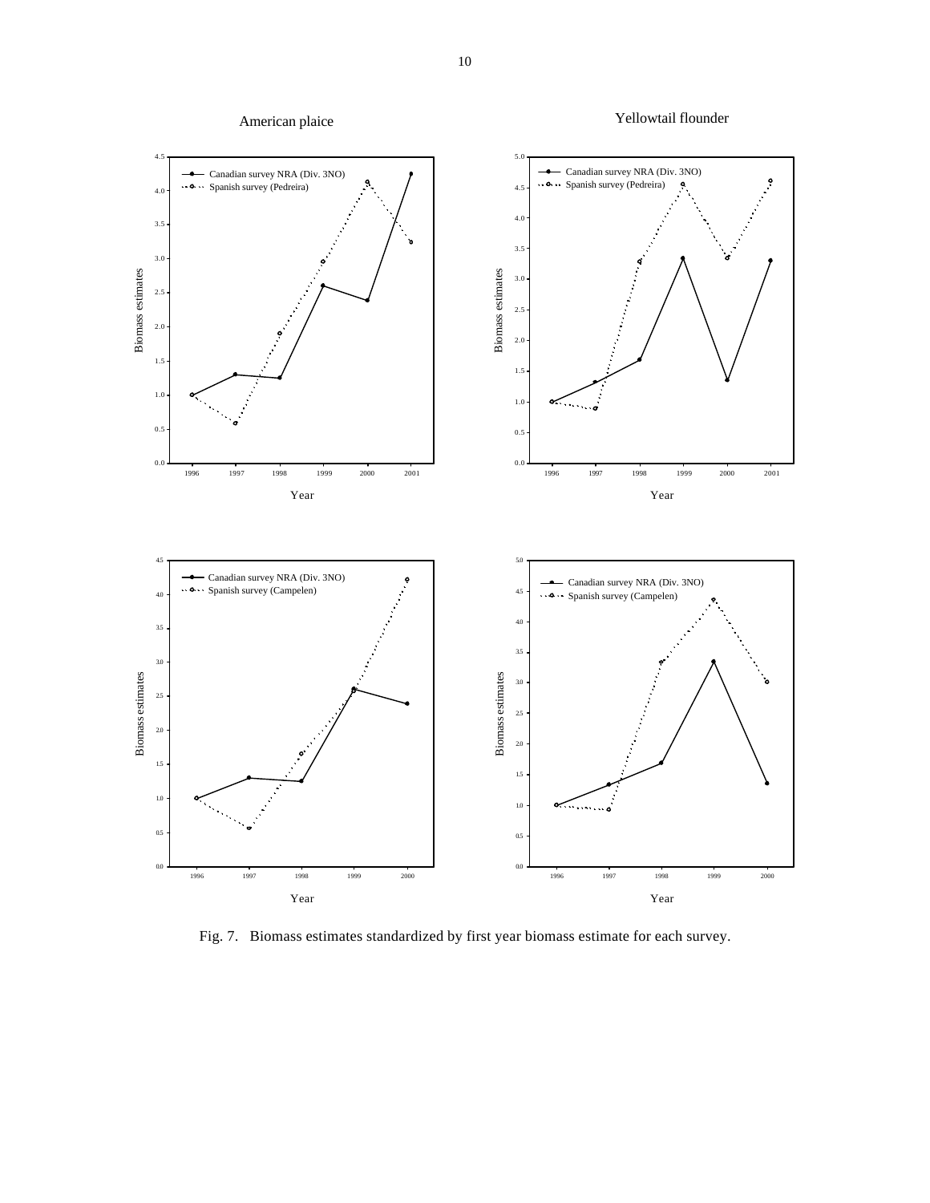American plaice

Yellowtail flounder

Canadian survey NRA (Div. 3NO)
Spanish survey (Pedreira)

Biomass estimates

0.0
0.5
1.0
1.5
2.0
2.5
3.0
3.5
4.0
4.5

1996 1997 1998 1999 2000 2001

Year

Canadian survey NRA (Div. 3NO)
Spanish survey (Pedreira)

Biomass estimates

0.0
0.5
1.0
1.5
2.0
2.5
3.0
3.5
4.0
4.5
5.0

1996 1997 1998 1999 2000 2001

Year

Canadian survey NRA (Div. 3NO)
Spanish survey (Campelen)

Biomass estimates

0.0
0.5
1.0
1.5
2.0
2.5
3.0
3.5
4.0
4.5

1996 1997 1998 1999 2000

Year

Canadian survey NRA (Div. 3NO)
Spanish survey (Campelen)

Biomass estimates

0.0
0.5
1.0
1.5
2.0
2.5
3.0
3.5
4.0
4.5
5.0

1996 1997 1998 1999 2000

Year

Fig. 7. Biomass estimates standardized by first year biomass estimate for each survey.